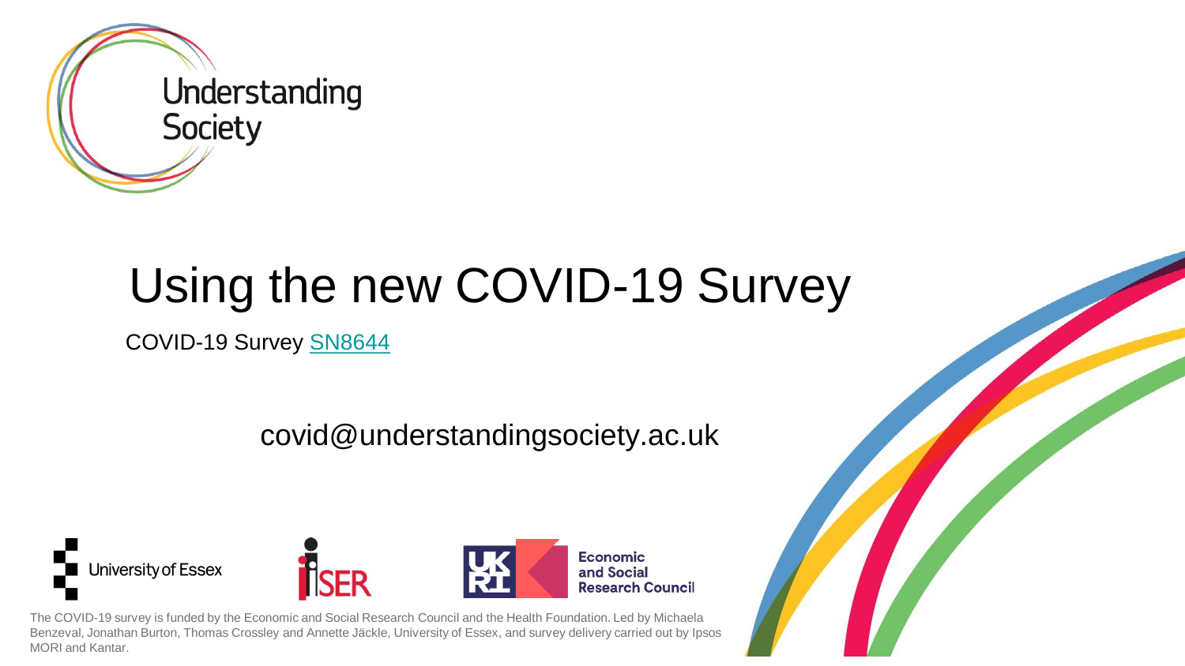# Using the new COVID-19 Survey

COVID-19 Survey [SN8644]

covid@understandingsociety.ac.uk

The COVID-19 survey is funded by the Economic and Social Research Council and the Health Foundation. Led by Michaela Benzeval, Jonathan Burton, Thomas Crossley and Annette Jäckle, University of Essex, and survey delivery carried out by Ipsos MORI and Kantar.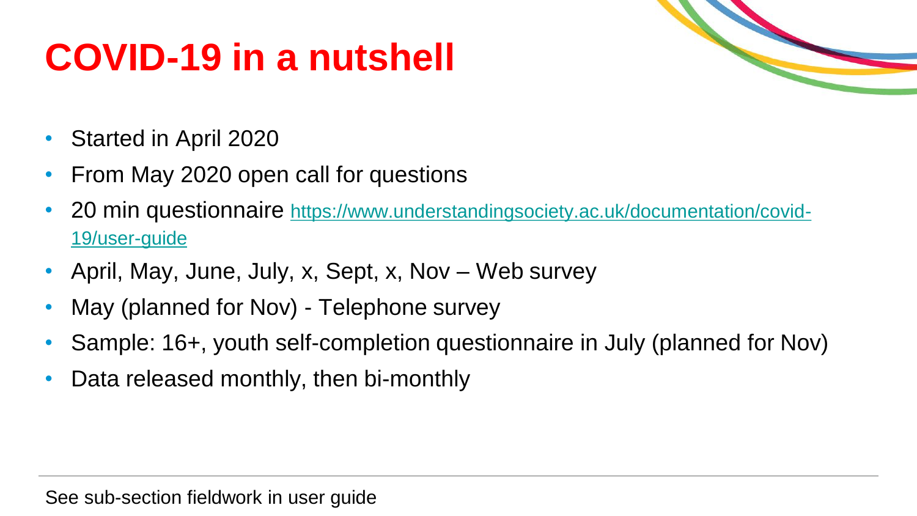# COVID-19 in a nutshell

- Started in April 2020
- From May 2020 open call for questions
- 20 min questionnaire https://www.understandingsociety.ac.uk/documentation/covid-19/user-guide
- April, May, June, July, x, Sept, x, Nov – Web survey
- May (planned for Nov) - Telephone survey
- Sample: 16+, youth self-completion questionnaire in July (planned for Nov)
- Data released monthly, then bi-monthly

See sub-section fieldwork in user guide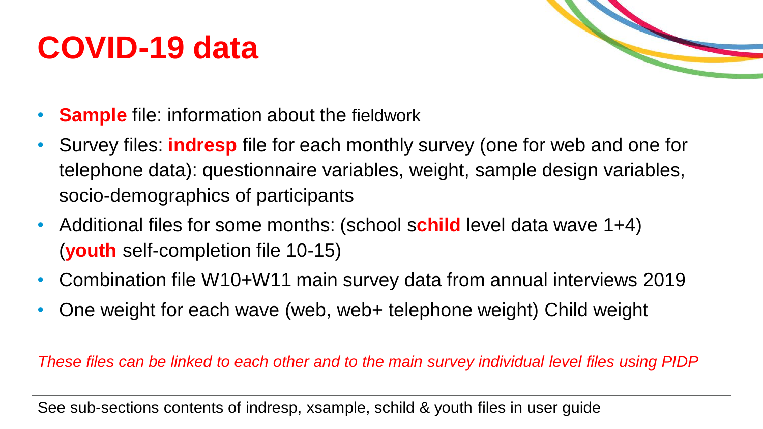# COVID-19 data

- **Sample** file: information about the fieldwork
- Survey files: **indresp** file for each monthly survey (one for web and one for telephone data): questionnaire variables, weight, sample design variables, socio-demographics of participants
- Additional files for some months: (school s**child** level data wave 1+4) (**youth** self-completion file 10-15)
- Combination file W10+W11 main survey data from annual interviews 2019
- One weight for each wave (web, web+ telephone weight) Child weight

*These files can be linked to each other and to the main survey individual level files using PIDP*

---

See sub-sections contents of indresp, xsample, schild & youth files in user guide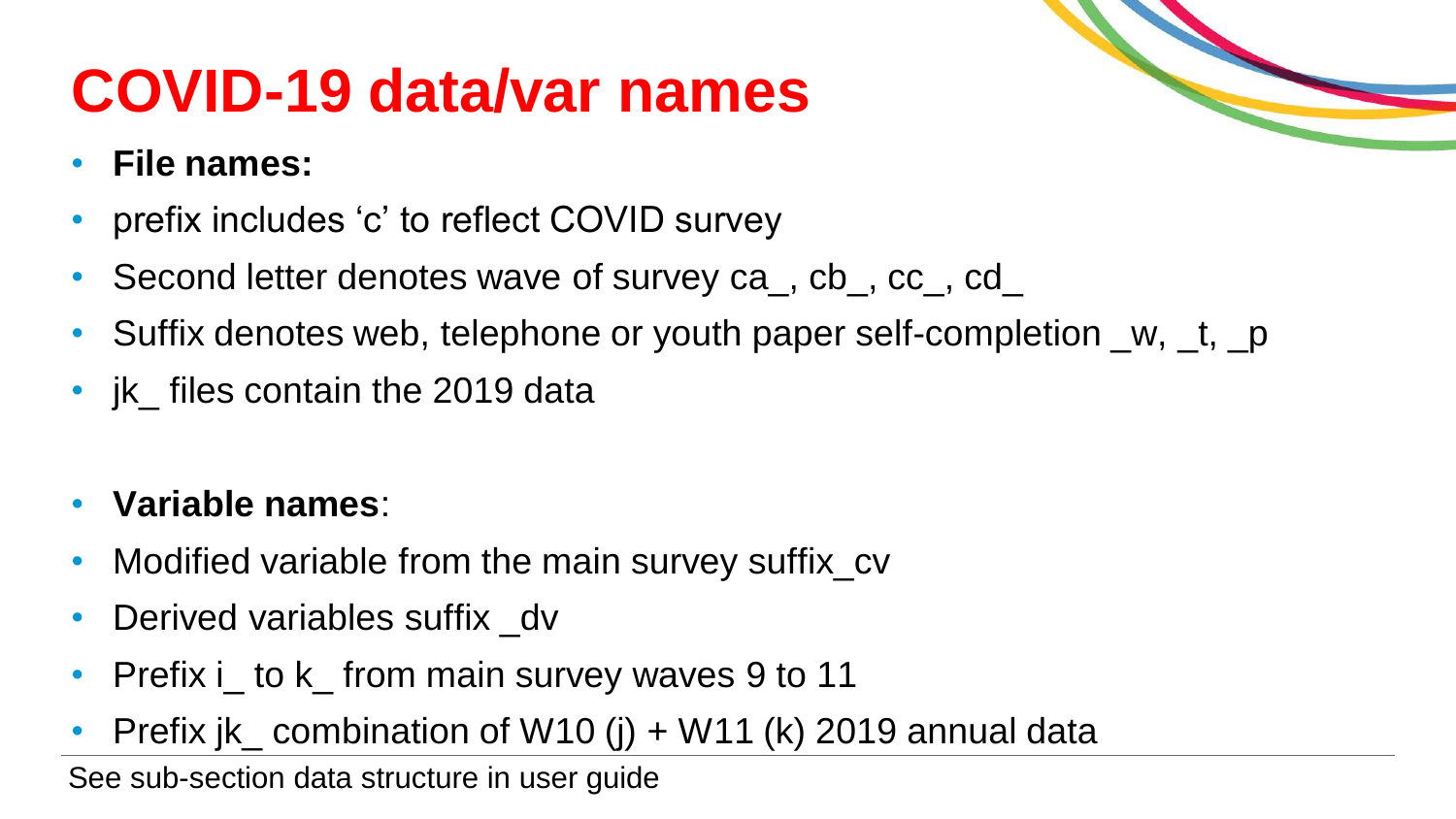# COVID-19 data/var names

- **File names:**
- prefix includes ‘c’ to reflect COVID survey
- Second letter denotes wave of survey ca_, cb_, cc_, cd_
- Suffix denotes web, telephone or youth paper self-completion _w, _t, _p
- jk_ files contain the 2019 data

- **Variable names**:
- Modified variable from the main survey suffix_cv
- Derived variables suffix _dv
- Prefix i_ to k_ from main survey waves 9 to 11
- Prefix jk_ combination of W10 (j) + W11 (k) 2019 annual data

See sub-section data structure in user guide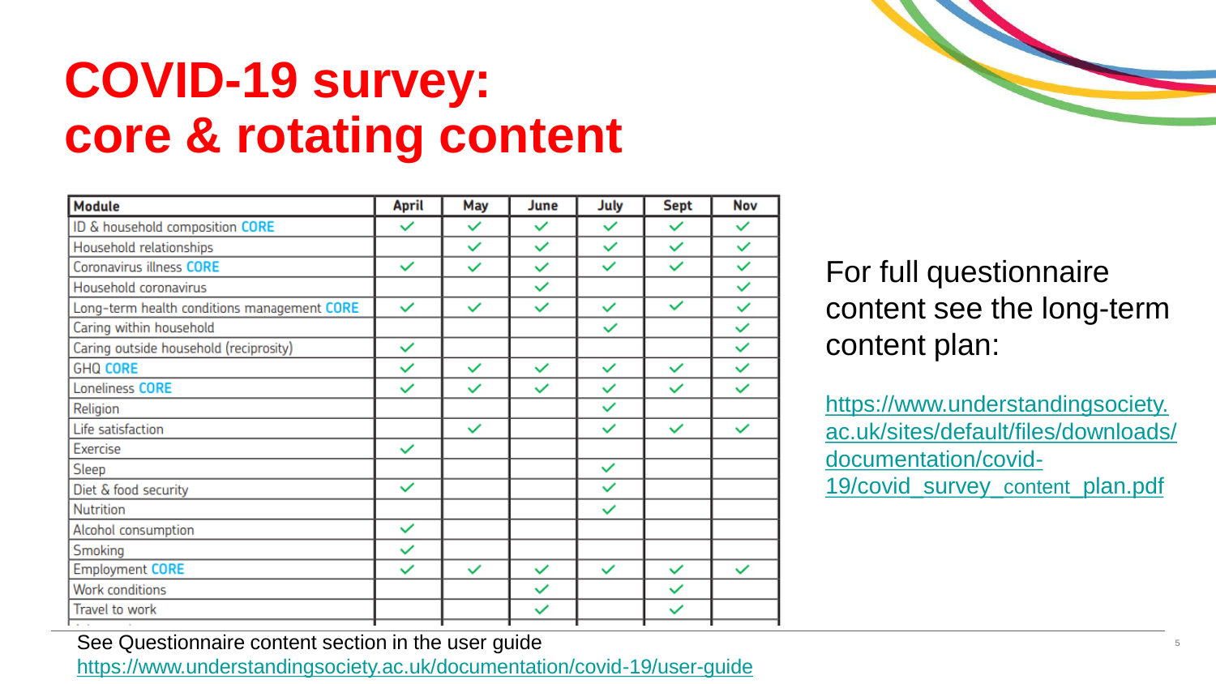# COVID-19 survey: core & rotating content

| Module | April | May | June | July | Sept | Nov |
|---|---|---|---|---|---|---|
| ID & household composition CORE | ✓ | ✓ | ✓ | ✓ | ✓ | ✓ |
| Household relationships | | ✓ | ✓ | ✓ | ✓ | ✓ |
| Coronavirus illness CORE | ✓ | ✓ | ✓ | ✓ | ✓ | ✓ |
| Household coronavirus | | | ✓ | | | ✓ |
| Long-term health conditions management CORE | ✓ | ✓ | ✓ | ✓ | ✓ | ✓ |
| Caring within household | | | | ✓ | | ✓ |
| Caring outside household (reciprosity) | ✓ | | | | | ✓ |
| GHQ CORE | ✓ | ✓ | ✓ | ✓ | ✓ | ✓ |
| Loneliness CORE | ✓ | ✓ | ✓ | ✓ | ✓ | ✓ |
| Religion | | | | ✓ | | |
| Life satisfaction | | ✓ | | ✓ | ✓ | ✓ |
| Exercise | ✓ | | | | | |
| Sleep | | | | ✓ | | |
| Diet & food security | ✓ | | | ✓ | | |
| Nutrition | | | | ✓ | | |
| Alcohol consumption | ✓ | | | | | |
| Smoking | ✓ | | | | | |
| Employment CORE | ✓ | ✓ | ✓ | ✓ | ✓ | ✓ |
| Work conditions | | | ✓ | | ✓ | |
| Travel to work | | | ✓ | | ✓ | |

For full questionnaire content see the long-term content plan:

https://www.understandingsociety.ac.uk/sites/default/files/downloads/documentation/covid-19/covid_survey_content_plan.pdf

See Questionnaire content section in the user guide
https://www.understandingsociety.ac.uk/documentation/covid-19/user-guide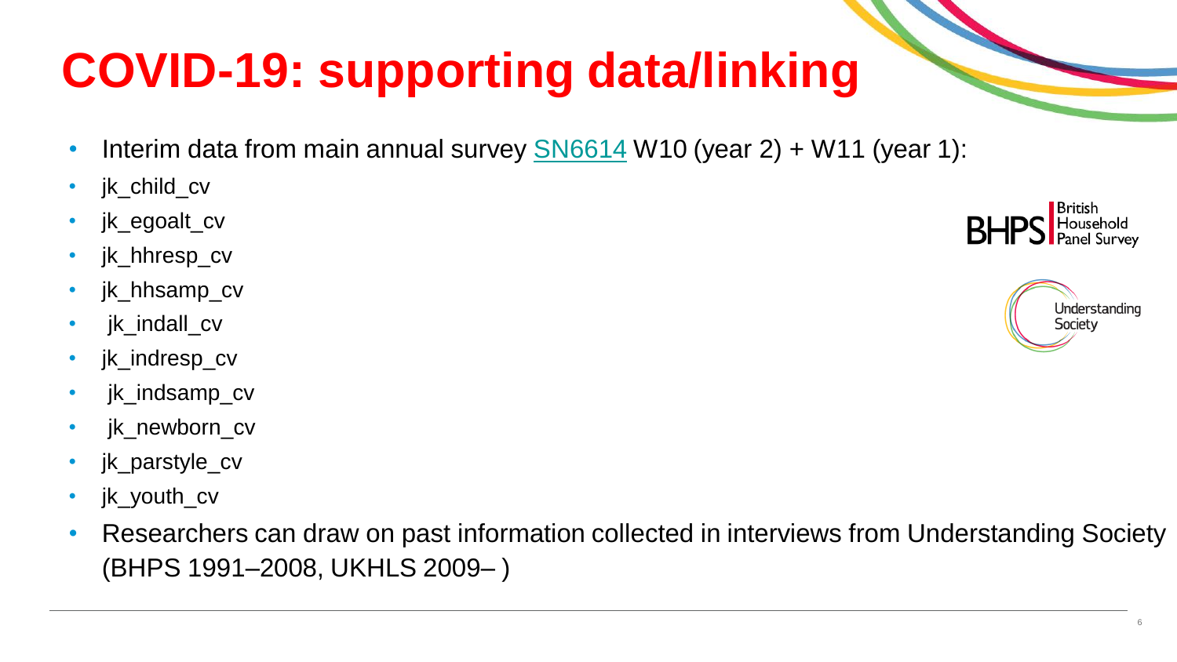# COVID-19: supporting data/linking

- Interim data from main annual survey [SN6614](SN6614) W10 (year 2) + W11 (year 1):
- jk_child_cv
- jk_egoalt_cv
- jk_hhresp_cv
- jk_hhsamp_cv
- jk_indall_cv
- jk_indresp_cv
- jk_indsamp_cv
- jk_newborn_cv
- jk_parstyle_cv
- jk_youth_cv
- Researchers can draw on past information collected in interviews from Understanding Society (BHPS 1991–2008, UKHLS 2009– )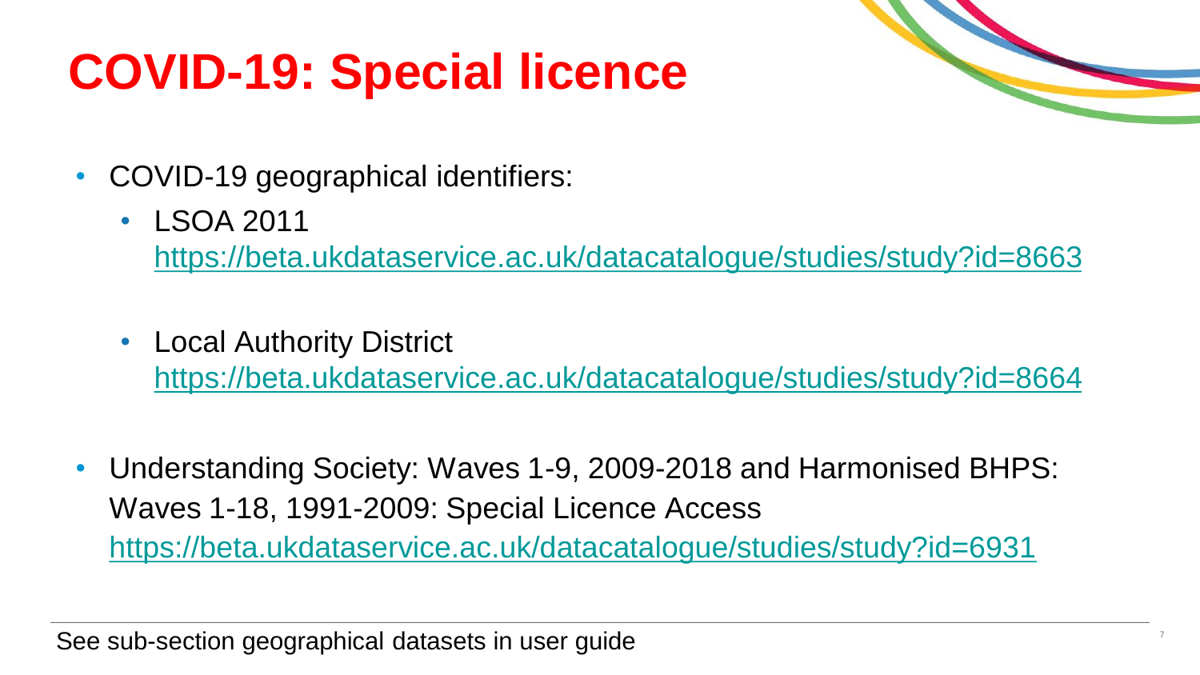# COVID-19: Special licence

- COVID-19 geographical identifiers:
  - LSOA 2011
    https://beta.ukdataservice.ac.uk/datacatalogue/studies/study?id=8663
  - Local Authority District
    https://beta.ukdataservice.ac.uk/datacatalogue/studies/study?id=8664
- Understanding Society: Waves 1-9, 2009-2018 and Harmonised BHPS: Waves 1-18, 1991-2009: Special Licence Access
  https://beta.ukdataservice.ac.uk/datacatalogue/studies/study?id=6931

See sub-section geographical datasets in user guide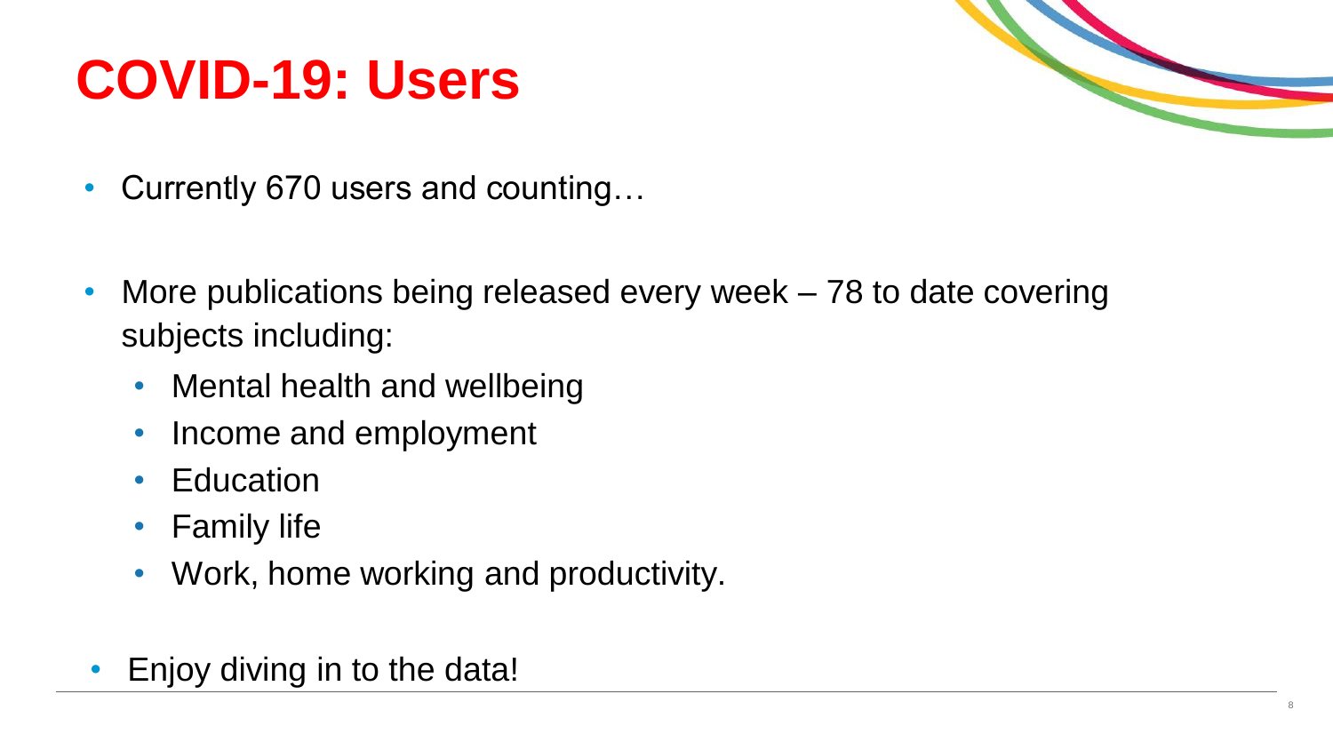# COVID-19: Users

- Currently 670 users and counting…
- More publications being released every week – 78 to date covering subjects including:
  - Mental health and wellbeing
  - Income and employment
  - Education
  - Family life
  - Work, home working and productivity.
- Enjoy diving in to the data!